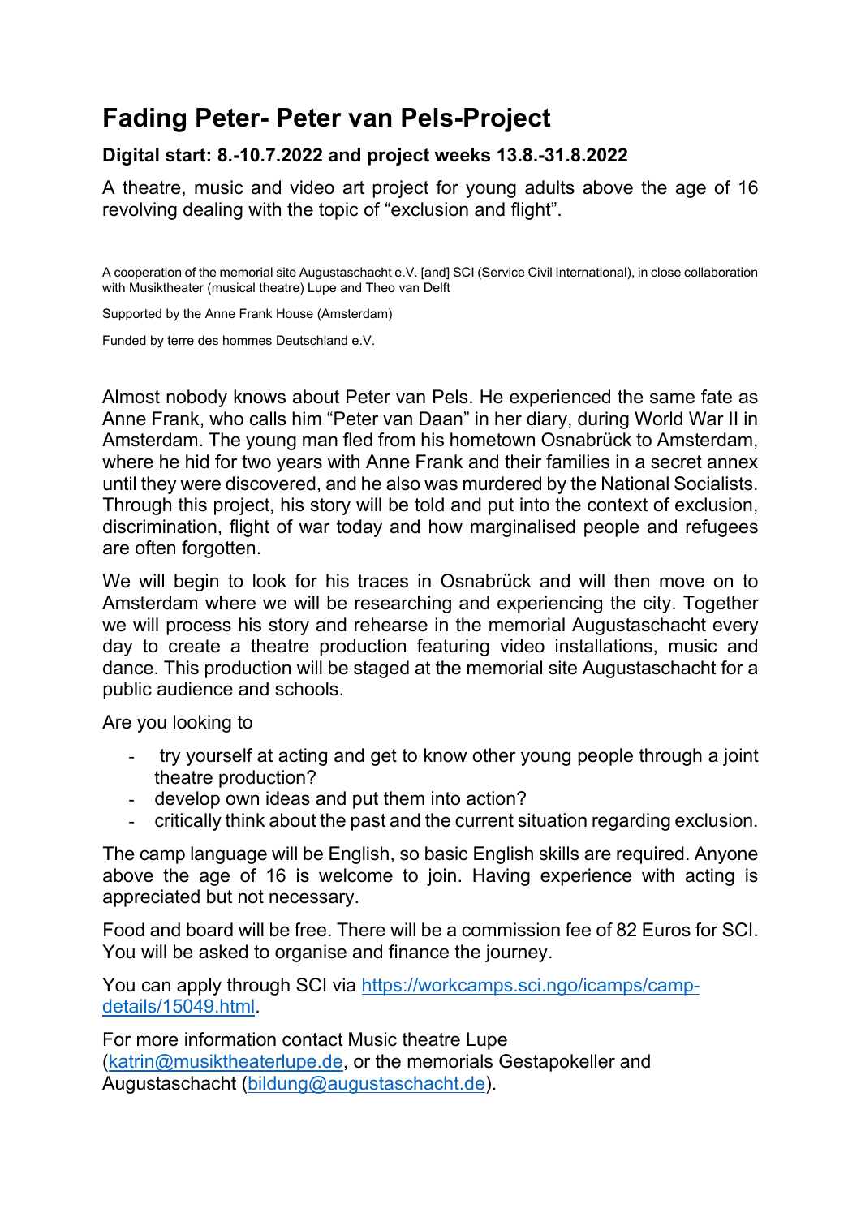# Fading Peter- Peter van Pels-Project

## Digital start: 8.-10.7.2022 and project weeks 13.8.-31.8.2022

A theatre, music and video art project for young adults above the age of 16 revolving dealing with the topic of "exclusion and flight".

A cooperation of the memorial site Augustaschacht e.V. [and] SCI (Service Civil International), in close collaboration with Musiktheater (musical theatre) Lupe and Theo van Delft

Supported by the Anne Frank House (Amsterdam)

Funded by terre des hommes Deutschland e.V.

Almost nobody knows about Peter van Pels. He experienced the same fate as Anne Frank, who calls him "Peter van Daan" in her diary, during World War II in Amsterdam. The young man fled from his hometown Osnabrück to Amsterdam, where he hid for two years with Anne Frank and their families in a secret annex until they were discovered, and he also was murdered by the National Socialists. Through this project, his story will be told and put into the context of exclusion, discrimination, flight of war today and how marginalised people and refugees are often forgotten.

We will begin to look for his traces in Osnabrück and will then move on to Amsterdam where we will be researching and experiencing the city. Together we will process his story and rehearse in the memorial Augustaschacht every day to create a theatre production featuring video installations, music and dance. This production will be staged at the memorial site Augustaschacht for a public audience and schools.

Are you looking to

- try yourself at acting and get to know other young people through a joint theatre production?
- develop own ideas and put them into action?
- critically think about the past and the current situation regarding exclusion.

The camp language will be English, so basic English skills are required. Anyone above the age of 16 is welcome to join. Having experience with acting is appreciated but not necessary.

Food and board will be free. There will be a commission fee of 82 Euros for SCI. You will be asked to organise and finance the journey.

You can apply through SCI via [https://workcamps.sci.ngo/icamps/camp-details/15049.html](https://workcamps.sci.ngo/icamps/camp-details/15049.html).

For more information contact Music theatre Lupe ([katrin@musiktheaterlupe.de](mailto:katrin@musiktheaterlupe.de), or the memorials Gestapokeller and Augustaschacht ([bildung@augustaschacht.de](mailto:bildung@augustaschacht.de)).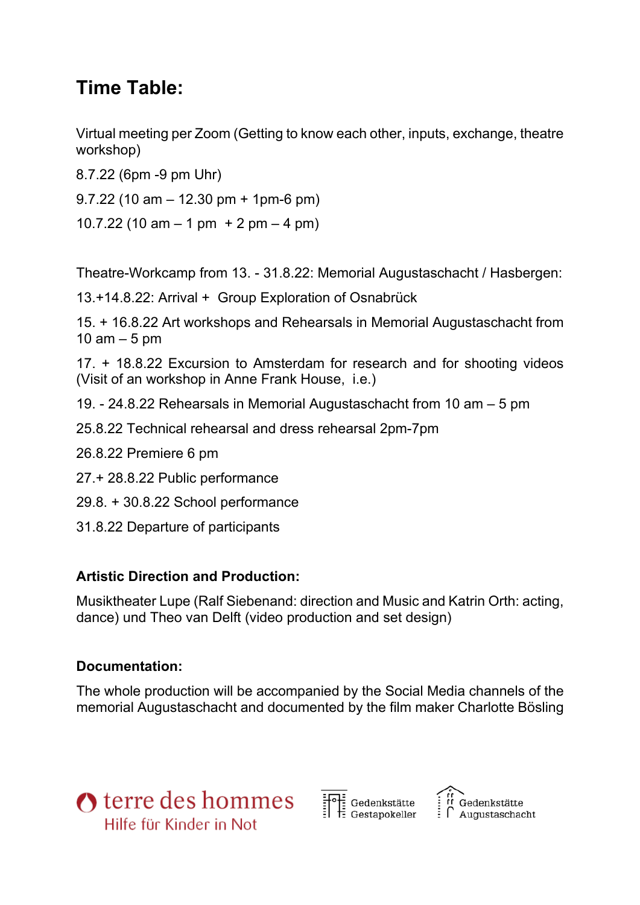## Time Table:

Virtual meeting per Zoom (Getting to know each other, inputs, exchange, theatre workshop)

8.7.22 (6pm -9 pm Uhr)

9.7.22 (10 am – 12.30 pm + 1pm-6 pm)

10.7.22 (10 am – 1 pm + 2 pm – 4 pm)

Theatre-Workcamp from 13. - 31.8.22: Memorial Augustaschacht / Hasbergen:

13.+14.8.22: Arrival + Group Exploration of Osnabrück

15. + 16.8.22 Art workshops and Rehearsals in Memorial Augustaschacht from 10 am – 5 pm

17. + 18.8.22 Excursion to Amsterdam for research and for shooting videos (Visit of an workshop in Anne Frank House, i.e.)

19. - 24.8.22 Rehearsals in Memorial Augustaschacht from 10 am – 5 pm

25.8.22 Technical rehearsal and dress rehearsal 2pm-7pm

26.8.22 Premiere 6 pm

27.+ 28.8.22 Public performance

29.8. + 30.8.22 School performance

31.8.22 Departure of participants

### Artistic Direction and Production:

Musiktheater Lupe (Ralf Siebenand: direction and Music and Katrin Orth: acting, dance) und Theo van Delft (video production and set design)

### Documentation:

The whole production will be accompanied by the Social Media channels of the memorial Augustaschacht and documented by the film maker Charlotte Bösling

terre des hommes
Hilfe für Kinder in Not

Gedenkstätte Gestapokeller

Gedenkstätte Augustaschacht